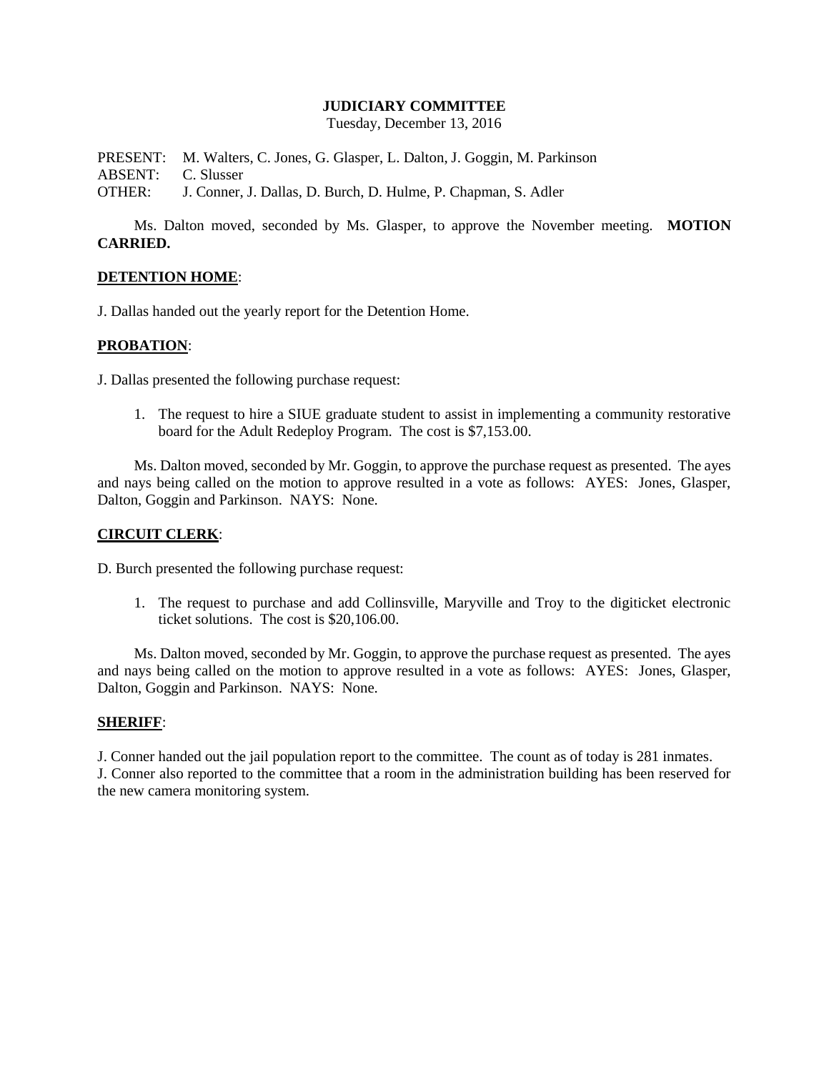# JUDICIARY COMMITTEE

Tuesday, December 13, 2016

PRESENT: M. Walters, C. Jones, G. Glasper, L. Dalton, J. Goggin, M. Parkinson
ABSENT: C. Slusser
OTHER: J. Conner, J. Dallas, D. Burch, D. Hulme, P. Chapman, S. Adler

Ms. Dalton moved, seconded by Ms. Glasper, to approve the November meeting. **MOTION CARRIED.**

**DETENTION HOME**:

J. Dallas handed out the yearly report for the Detention Home.

**PROBATION**:

J. Dallas presented the following purchase request:

1. The request to hire a SIUE graduate student to assist in implementing a community restorative board for the Adult Redeploy Program. The cost is $7,153.00.

Ms. Dalton moved, seconded by Mr. Goggin, to approve the purchase request as presented. The ayes and nays being called on the motion to approve resulted in a vote as follows: AYES: Jones, Glasper, Dalton, Goggin and Parkinson. NAYS: None.

**CIRCUIT CLERK**:

D. Burch presented the following purchase request:

1. The request to purchase and add Collinsville, Maryville and Troy to the digiticket electronic ticket solutions. The cost is $20,106.00.

Ms. Dalton moved, seconded by Mr. Goggin, to approve the purchase request as presented. The ayes and nays being called on the motion to approve resulted in a vote as follows: AYES: Jones, Glasper, Dalton, Goggin and Parkinson. NAYS: None.

**SHERIFF**:

J. Conner handed out the jail population report to the committee. The count as of today is 281 inmates.
J. Conner also reported to the committee that a room in the administration building has been reserved for the new camera monitoring system.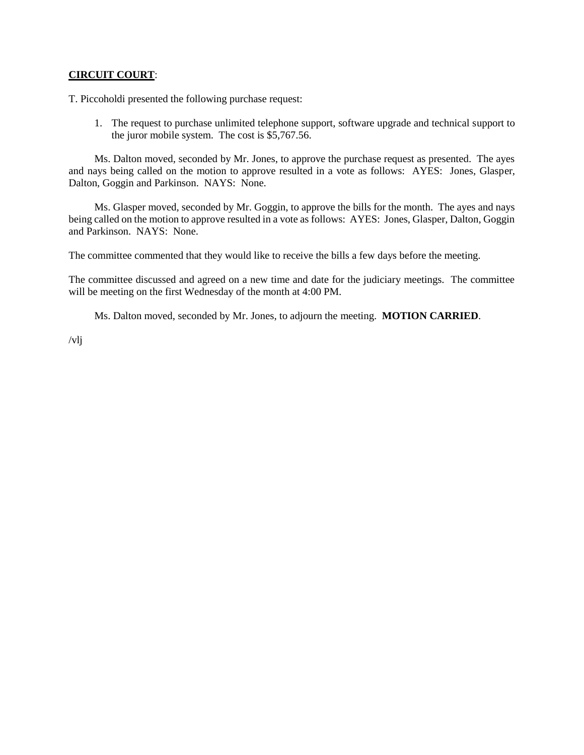**CIRCUIT COURT**:

T. Piccoholdi presented the following purchase request:

1. The request to purchase unlimited telephone support, software upgrade and technical support to the juror mobile system. The cost is $5,767.56.

Ms. Dalton moved, seconded by Mr. Jones, to approve the purchase request as presented. The ayes and nays being called on the motion to approve resulted in a vote as follows: AYES: Jones, Glasper, Dalton, Goggin and Parkinson. NAYS: None.

Ms. Glasper moved, seconded by Mr. Goggin, to approve the bills for the month. The ayes and nays being called on the motion to approve resulted in a vote as follows: AYES: Jones, Glasper, Dalton, Goggin and Parkinson. NAYS: None.

The committee commented that they would like to receive the bills a few days before the meeting.

The committee discussed and agreed on a new time and date for the judiciary meetings. The committee will be meeting on the first Wednesday of the month at 4:00 PM.

Ms. Dalton moved, seconded by Mr. Jones, to adjourn the meeting. **MOTION CARRIED**.

/vlj